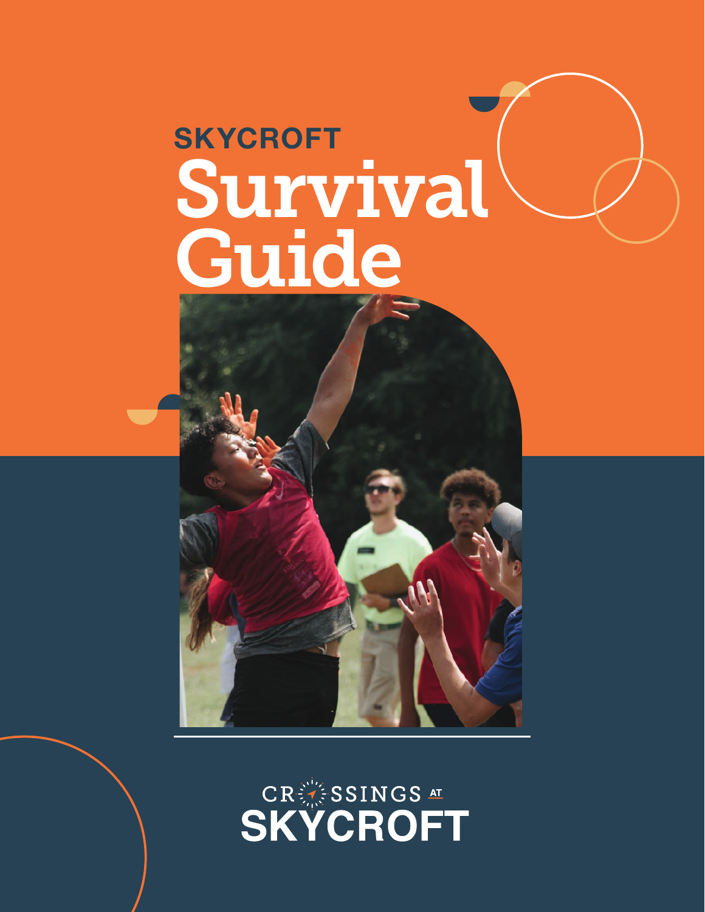# SKYCROFT Survival Guide

CROSSINGS AT SKYCROFT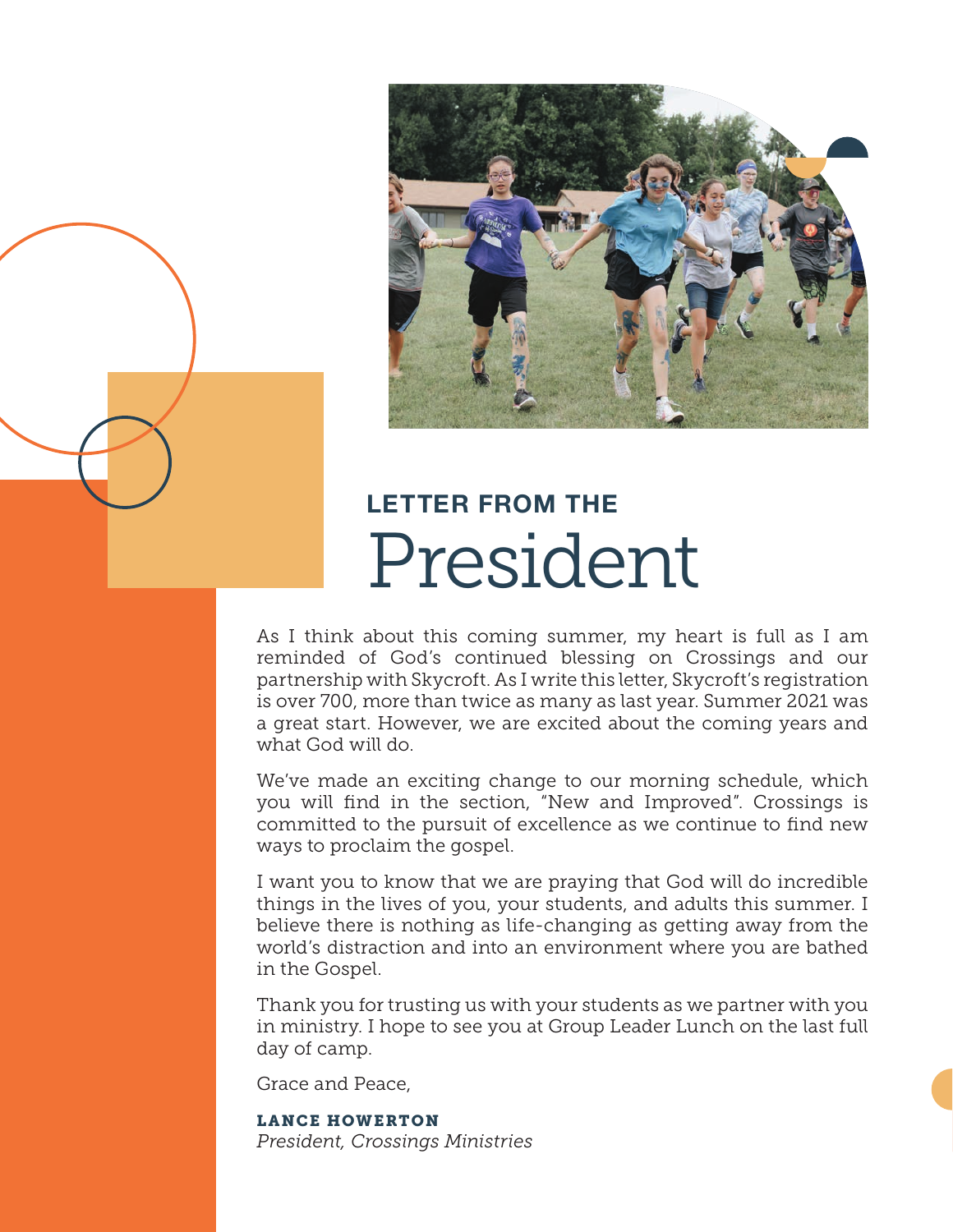LETTER FROM THE

# President

As I think about this coming summer, my heart is full as I am reminded of God's continued blessing on Crossings and our partnership with Skycroft. As I write this letter, Skycroft's registration is over 700, more than twice as many as last year. Summer 2021 was a great start. However, we are excited about the coming years and what God will do.

We've made an exciting change to our morning schedule, which you will find in the section, "New and Improved". Crossings is committed to the pursuit of excellence as we continue to find new ways to proclaim the gospel.

I want you to know that we are praying that God will do incredible things in the lives of you, your students, and adults this summer. I believe there is nothing as life-changing as getting away from the world's distraction and into an environment where you are bathed in the Gospel.

Thank you for trusting us with your students as we partner with you in ministry. I hope to see you at Group Leader Lunch on the last full day of camp.

Grace and Peace,

**LANCE HOWERTON**
*President, Crossings Ministries*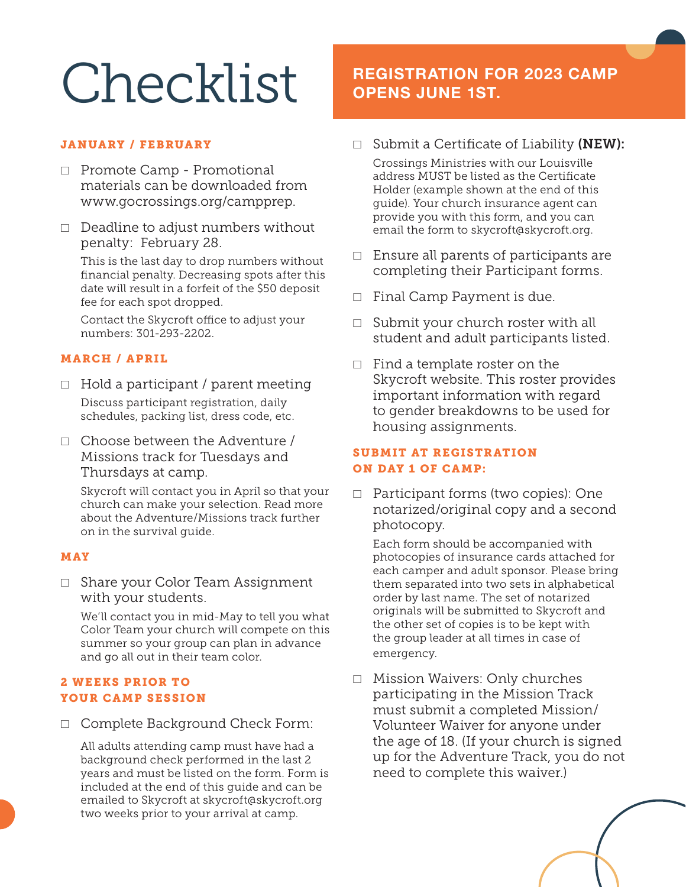# Checklist

**REGISTRATION FOR 2023 CAMP OPENS JUNE 1ST.**

## JANUARY / FEBRUARY

- ☐ Promote Camp - Promotional materials can be downloaded from www.gocrossings.org/campprep.
- ☐ Deadline to adjust numbers without penalty: February 28.

  This is the last day to drop numbers without financial penalty. Decreasing spots after this date will result in a forfeit of the $50 deposit fee for each spot dropped.

  Contact the Skycroft office to adjust your numbers: 301-293-2202.

## MARCH / APRIL

- ☐ Hold a participant / parent meeting

  Discuss participant registration, daily schedules, packing list, dress code, etc.

- ☐ Choose between the Adventure / Missions track for Tuesdays and Thursdays at camp.

  Skycroft will contact you in April so that your church can make your selection. Read more about the Adventure/Missions track further on in the survival guide.

## MAY

- ☐ Share your Color Team Assignment with your students.

  We'll contact you in mid-May to tell you what Color Team your church will compete on this summer so your group can plan in advance and go all out in their team color.

## 2 WEEKS PRIOR TO YOUR CAMP SESSION

- ☐ Complete Background Check Form:

  All adults attending camp must have had a background check performed in the last 2 years and must be listed on the form. Form is included at the end of this guide and can be emailed to Skycroft at skycroft@skycroft.org two weeks prior to your arrival at camp.

- ☐ Submit a Certificate of Liability **(NEW):**

  Crossings Ministries with our Louisville address MUST be listed as the Certificate Holder (example shown at the end of this guide). Your church insurance agent can provide you with this form, and you can email the form to skycroft@skycroft.org.

- ☐ Ensure all parents of participants are completing their Participant forms.
- ☐ Final Camp Payment is due.
- ☐ Submit your church roster with all student and adult participants listed.
- ☐ Find a template roster on the Skycroft website. This roster provides important information with regard to gender breakdowns to be used for housing assignments.

## SUBMIT AT REGISTRATION ON DAY 1 OF CAMP:

- ☐ Participant forms (two copies): One notarized/original copy and a second photocopy.

  Each form should be accompanied with photocopies of insurance cards attached for each camper and adult sponsor. Please bring them separated into two sets in alphabetical order by last name. The set of notarized originals will be submitted to Skycroft and the other set of copies is to be kept with the group leader at all times in case of emergency.

- ☐ Mission Waivers: Only churches participating in the Mission Track must submit a completed Mission/ Volunteer Waiver for anyone under the age of 18. (If your church is signed up for the Adventure Track, you do not need to complete this waiver.)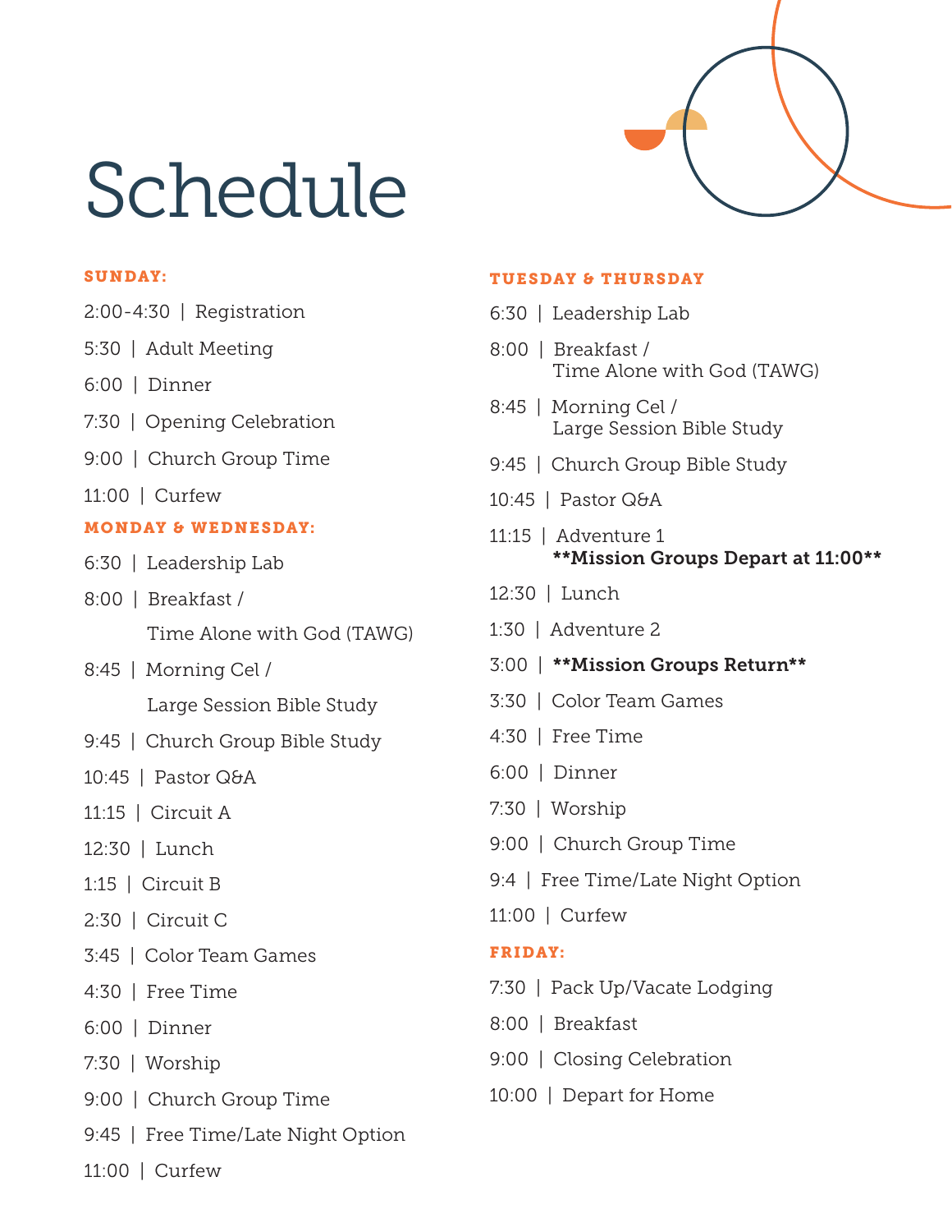# Schedule

**SUNDAY:**

2:00-4:30 | Registration

5:30 | Adult Meeting

6:00 | Dinner

7:30 | Opening Celebration

9:00 | Church Group Time

11:00 | Curfew

**MONDAY & WEDNESDAY:**

6:30 | Leadership Lab

8:00 | Breakfast /
Time Alone with God (TAWG)

8:45 | Morning Cel /
Large Session Bible Study

9:45 | Church Group Bible Study

10:45 | Pastor Q&A

11:15 | Circuit A

12:30 | Lunch

1:15 | Circuit B

2:30 | Circuit C

3:45 | Color Team Games

4:30 | Free Time

6:00 | Dinner

7:30 | Worship

9:00 | Church Group Time

9:45 | Free Time/Late Night Option

11:00 | Curfew

**TUESDAY & THURSDAY**

6:30 | Leadership Lab

8:00 | Breakfast /
Time Alone with God (TAWG)

8:45 | Morning Cel /
Large Session Bible Study

9:45 | Church Group Bible Study

10:45 | Pastor Q&A

11:15 | Adventure 1
**Mission Groups Depart at 11:00**

12:30 | Lunch

1:30 | Adventure 2

3:00 | **Mission Groups Return**

3:30 | Color Team Games

4:30 | Free Time

6:00 | Dinner

7:30 | Worship

9:00 | Church Group Time

9:4 | Free Time/Late Night Option

11:00 | Curfew

**FRIDAY:**

7:30 | Pack Up/Vacate Lodging

8:00 | Breakfast

9:00 | Closing Celebration

10:00 | Depart for Home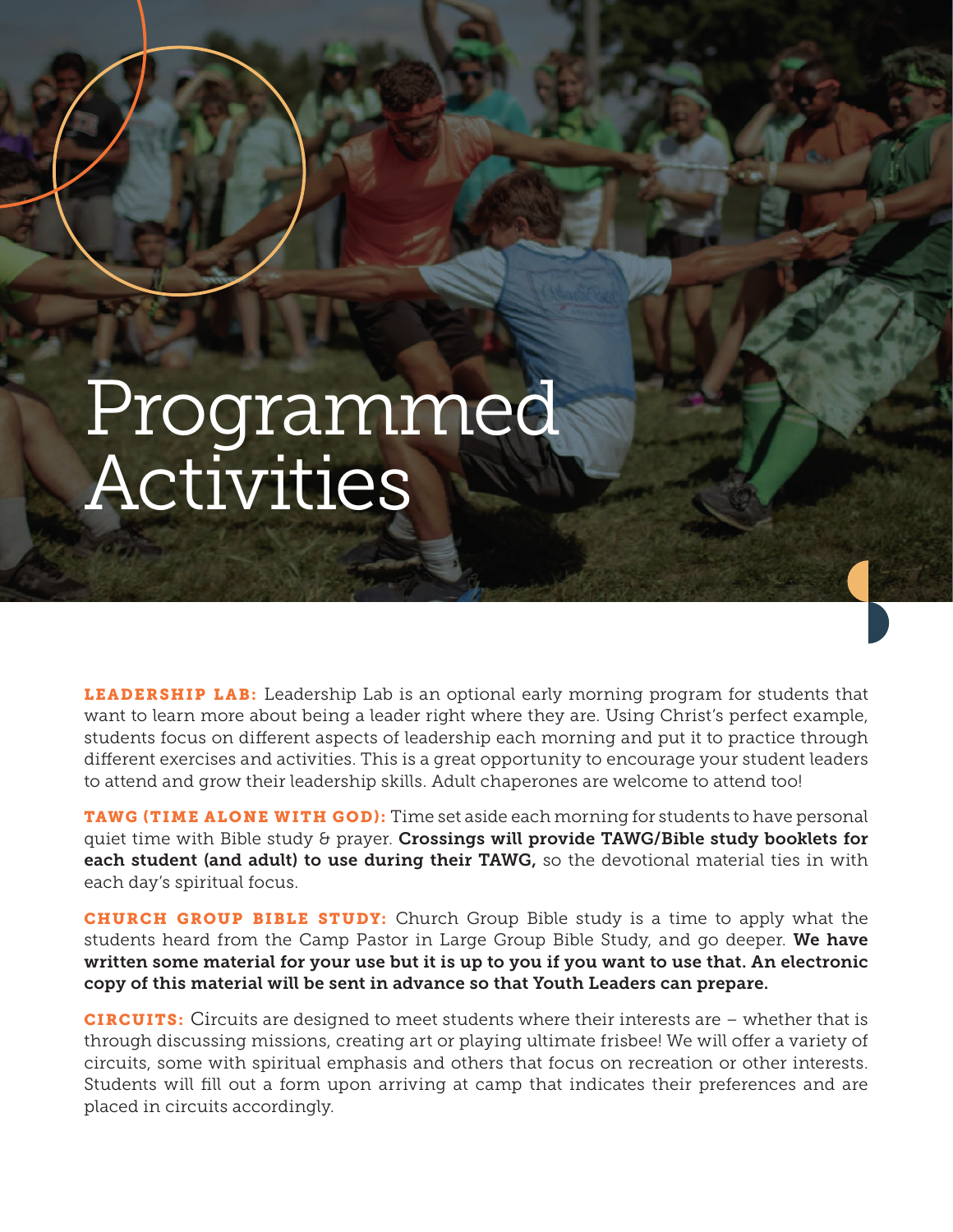# Programmed Activities

**LEADERSHIP LAB:** Leadership Lab is an optional early morning program for students that want to learn more about being a leader right where they are. Using Christ's perfect example, students focus on different aspects of leadership each morning and put it to practice through different exercises and activities. This is a great opportunity to encourage your student leaders to attend and grow their leadership skills. Adult chaperones are welcome to attend too!

**TAWG (TIME ALONE WITH GOD):** Time set aside each morning for students to have personal quiet time with Bible study & prayer. **Crossings will provide TAWG/Bible study booklets for each student (and adult) to use during their TAWG,** so the devotional material ties in with each day's spiritual focus.

**CHURCH GROUP BIBLE STUDY:** Church Group Bible study is a time to apply what the students heard from the Camp Pastor in Large Group Bible Study, and go deeper. **We have written some material for your use but it is up to you if you want to use that. An electronic copy of this material will be sent in advance so that Youth Leaders can prepare.**

**CIRCUITS:** Circuits are designed to meet students where their interests are – whether that is through discussing missions, creating art or playing ultimate frisbee! We will offer a variety of circuits, some with spiritual emphasis and others that focus on recreation or other interests. Students will fill out a form upon arriving at camp that indicates their preferences and are placed in circuits accordingly.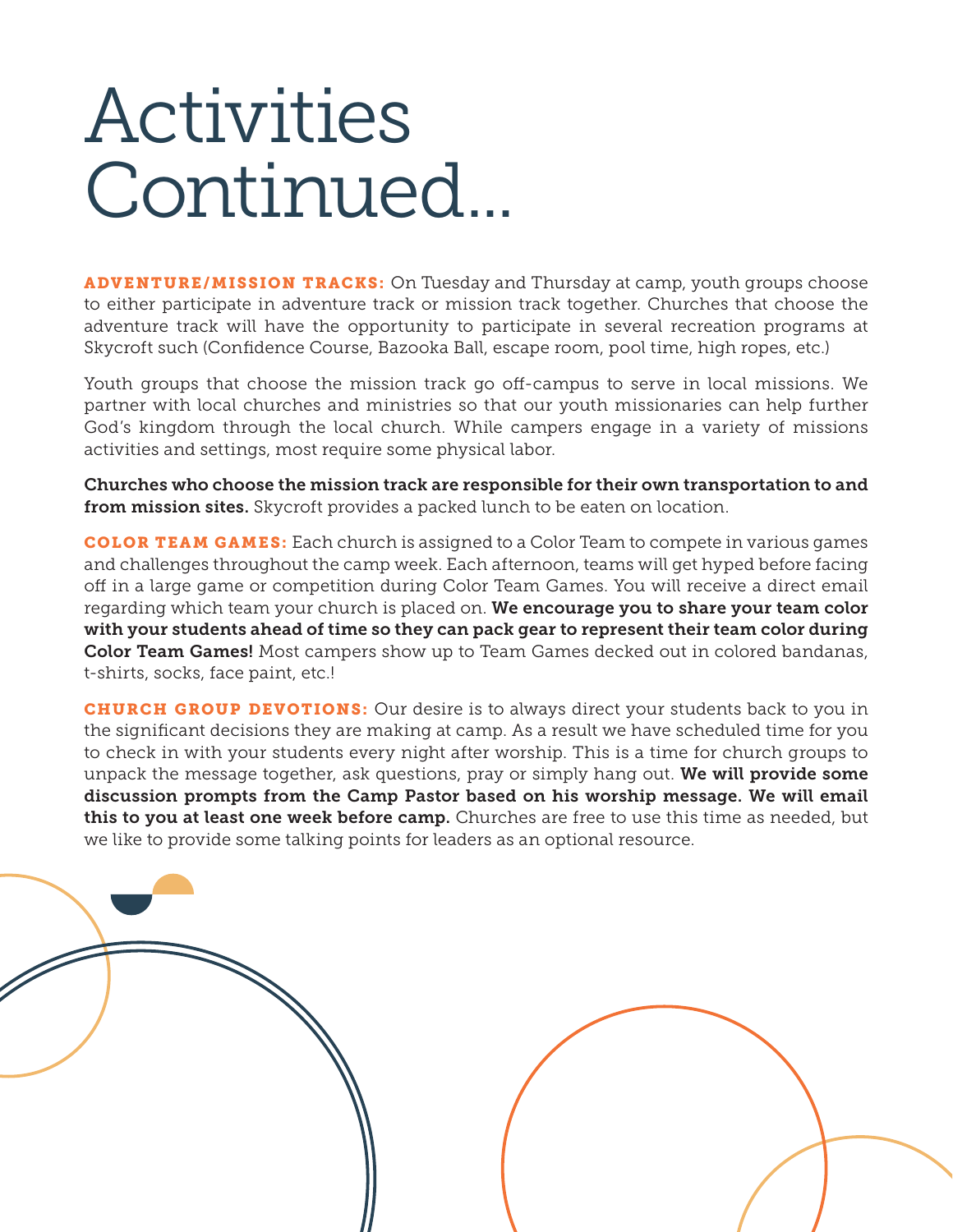# Activities Continued...

**ADVENTURE/MISSION TRACKS:** On Tuesday and Thursday at camp, youth groups choose to either participate in adventure track or mission track together. Churches that choose the adventure track will have the opportunity to participate in several recreation programs at Skycroft such (Confidence Course, Bazooka Ball, escape room, pool time, high ropes, etc.)

Youth groups that choose the mission track go off-campus to serve in local missions. We partner with local churches and ministries so that our youth missionaries can help further God's kingdom through the local church. While campers engage in a variety of missions activities and settings, most require some physical labor.

**Churches who choose the mission track are responsible for their own transportation to and from mission sites.** Skycroft provides a packed lunch to be eaten on location.

**COLOR TEAM GAMES:** Each church is assigned to a Color Team to compete in various games and challenges throughout the camp week. Each afternoon, teams will get hyped before facing off in a large game or competition during Color Team Games. You will receive a direct email regarding which team your church is placed on. **We encourage you to share your team color with your students ahead of time so they can pack gear to represent their team color during Color Team Games!** Most campers show up to Team Games decked out in colored bandanas, t-shirts, socks, face paint, etc.!

**CHURCH GROUP DEVOTIONS:** Our desire is to always direct your students back to you in the significant decisions they are making at camp. As a result we have scheduled time for you to check in with your students every night after worship. This is a time for church groups to unpack the message together, ask questions, pray or simply hang out. **We will provide some discussion prompts from the Camp Pastor based on his worship message. We will email this to you at least one week before camp.** Churches are free to use this time as needed, but we like to provide some talking points for leaders as an optional resource.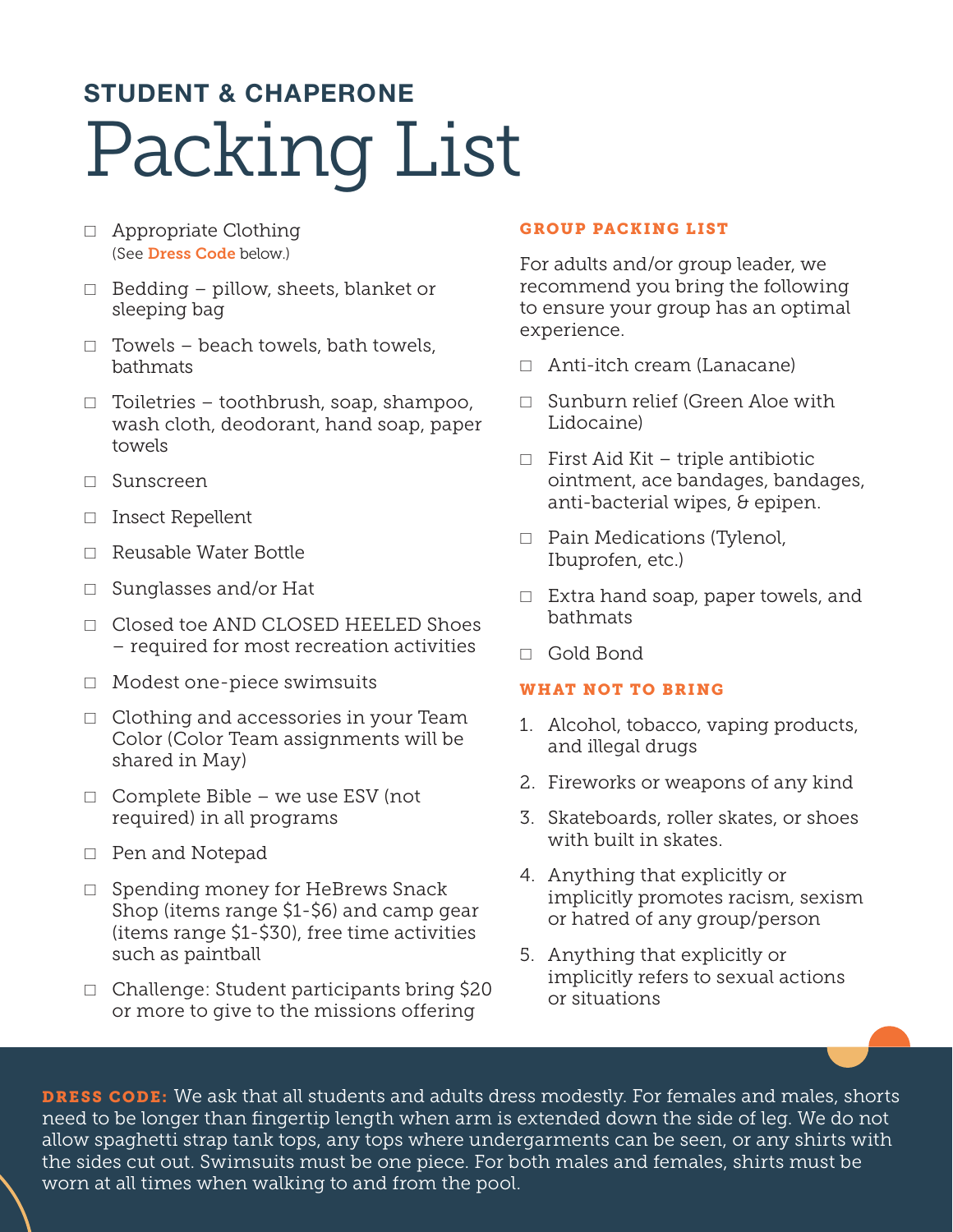## STUDENT & CHAPERONE

# Packing List

- ☐ Appropriate Clothing
  (See **Dress Code** below.)
- ☐ Bedding – pillow, sheets, blanket or sleeping bag
- ☐ Towels – beach towels, bath towels, bathmats
- ☐ Toiletries – toothbrush, soap, shampoo, wash cloth, deodorant, hand soap, paper towels
- ☐ Sunscreen
- ☐ Insect Repellent
- ☐ Reusable Water Bottle
- ☐ Sunglasses and/or Hat
- ☐ Closed toe AND CLOSED HEELED Shoes – required for most recreation activities
- ☐ Modest one-piece swimsuits
- ☐ Clothing and accessories in your Team Color (Color Team assignments will be shared in May)
- ☐ Complete Bible – we use ESV (not required) in all programs
- ☐ Pen and Notepad
- ☐ Spending money for HeBrews Snack Shop (items range $1-$6) and camp gear (items range $1-$30), free time activities such as paintball
- ☐ Challenge: Student participants bring $20 or more to give to the missions offering

### GROUP PACKING LIST

For adults and/or group leader, we recommend you bring the following to ensure your group has an optimal experience.

- ☐ Anti-itch cream (Lanacane)
- ☐ Sunburn relief (Green Aloe with Lidocaine)
- ☐ First Aid Kit – triple antibiotic ointment, ace bandages, bandages, anti-bacterial wipes, & epipen.
- ☐ Pain Medications (Tylenol, Ibuprofen, etc.)
- ☐ Extra hand soap, paper towels, and bathmats
- ☐ Gold Bond

### WHAT NOT TO BRING

1. Alcohol, tobacco, vaping products, and illegal drugs
2. Fireworks or weapons of any kind
3. Skateboards, roller skates, or shoes with built in skates.
4. Anything that explicitly or implicitly promotes racism, sexism or hatred of any group/person
5. Anything that explicitly or implicitly refers to sexual actions or situations

**DRESS CODE:** We ask that all students and adults dress modestly. For females and males, shorts need to be longer than fingertip length when arm is extended down the side of leg. We do not allow spaghetti strap tank tops, any tops where undergarments can be seen, or any shirts with the sides cut out. Swimsuits must be one piece. For both males and females, shirts must be worn at all times when walking to and from the pool.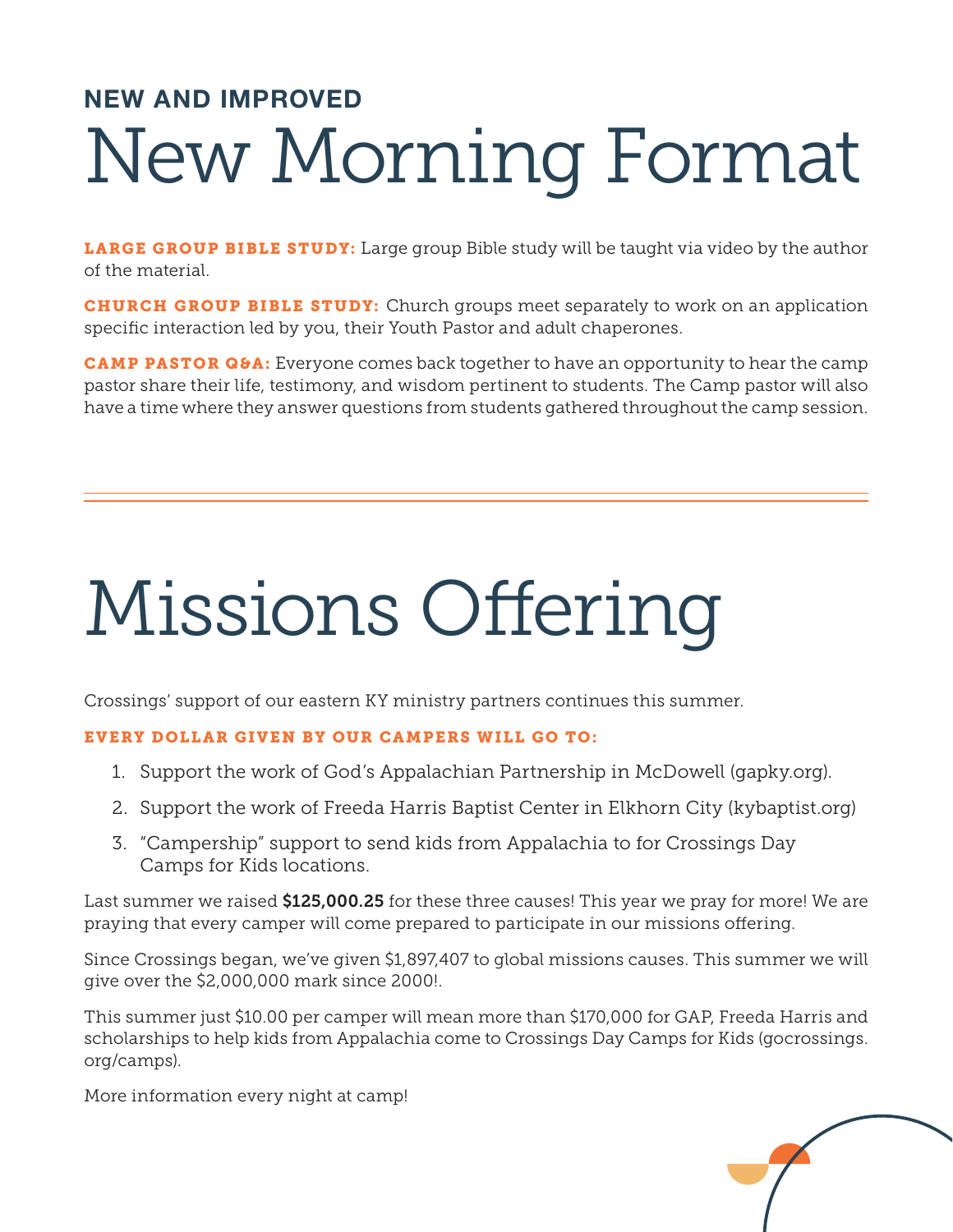### NEW AND IMPROVED

# New Morning Format

**LARGE GROUP BIBLE STUDY:** Large group Bible study will be taught via video by the author of the material.

**CHURCH GROUP BIBLE STUDY:** Church groups meet separately to work on an application specific interaction led by you, their Youth Pastor and adult chaperones.

**CAMP PASTOR Q&A:** Everyone comes back together to have an opportunity to hear the camp pastor share their life, testimony, and wisdom pertinent to students. The Camp pastor will also have a time where they answer questions from students gathered throughout the camp session.

# Missions Offering

Crossings' support of our eastern KY ministry partners continues this summer.

**EVERY DOLLAR GIVEN BY OUR CAMPERS WILL GO TO:**

1. Support the work of God's Appalachian Partnership in McDowell (gapky.org).
2. Support the work of Freeda Harris Baptist Center in Elkhorn City (kybaptist.org)
3. "Campership" support to send kids from Appalachia to for Crossings Day Camps for Kids locations.

Last summer we raised **$125,000.25** for these three causes! This year we pray for more! We are praying that every camper will come prepared to participate in our missions offering.

Since Crossings began, we've given $1,897,407 to global missions causes. This summer we will give over the $2,000,000 mark since 2000!.

This summer just $10.00 per camper will mean more than $170,000 for GAP, Freeda Harris and scholarships to help kids from Appalachia come to Crossings Day Camps for Kids (gocrossings.org/camps).

More information every night at camp!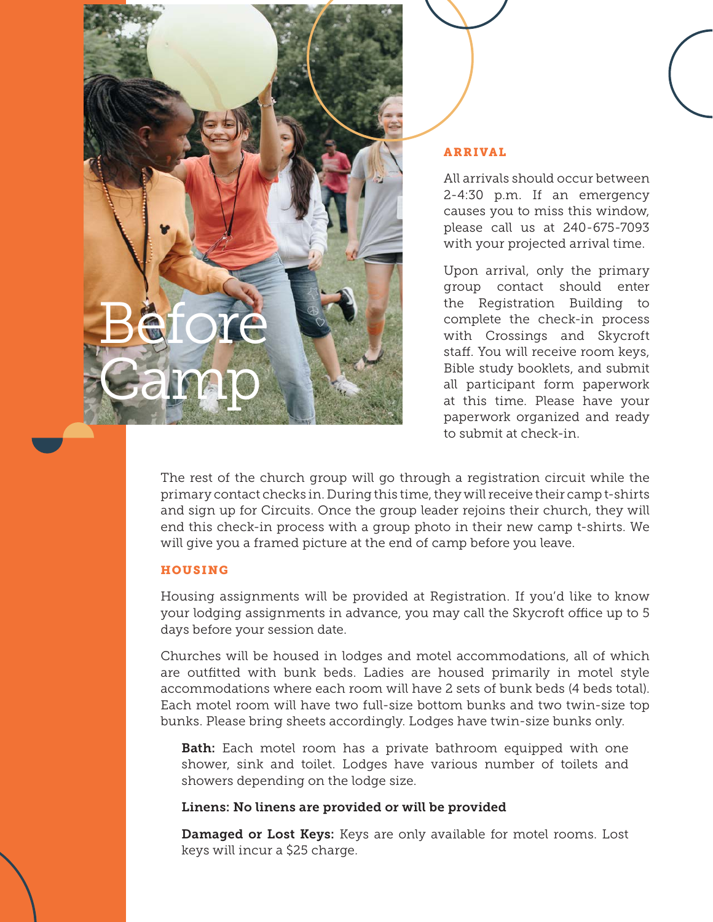# Before Camp

### ARRIVAL

All arrivals should occur between 2-4:30 p.m. If an emergency causes you to miss this window, please call us at 240-675-7093 with your projected arrival time.

Upon arrival, only the primary group contact should enter the Registration Building to complete the check-in process with Crossings and Skycroft staff. You will receive room keys, Bible study booklets, and submit all participant form paperwork at this time. Please have your paperwork organized and ready to submit at check-in.

The rest of the church group will go through a registration circuit while the primary contact checks in. During this time, they will receive their camp t-shirts and sign up for Circuits. Once the group leader rejoins their church, they will end this check-in process with a group photo in their new camp t-shirts. We will give you a framed picture at the end of camp before you leave.

### HOUSING

Housing assignments will be provided at Registration. If you'd like to know your lodging assignments in advance, you may call the Skycroft office up to 5 days before your session date.

Churches will be housed in lodges and motel accommodations, all of which are outfitted with bunk beds. Ladies are housed primarily in motel style accommodations where each room will have 2 sets of bunk beds (4 beds total). Each motel room will have two full-size bottom bunks and two twin-size top bunks. Please bring sheets accordingly. Lodges have twin-size bunks only.

**Bath:** Each motel room has a private bathroom equipped with one shower, sink and toilet. Lodges have various number of toilets and showers depending on the lodge size.

**Linens: No linens are provided or will be provided**

**Damaged or Lost Keys:** Keys are only available for motel rooms. Lost keys will incur a $25 charge.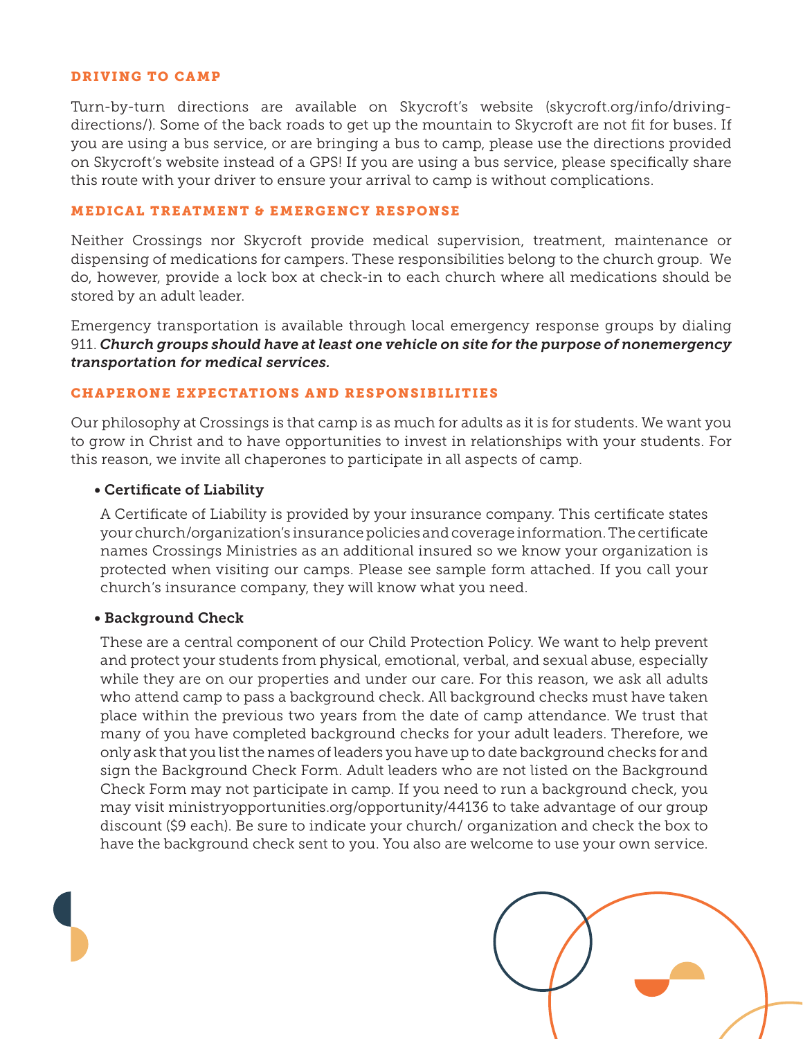## DRIVING TO CAMP

Turn-by-turn directions are available on Skycroft's website (skycroft.org/info/driving-directions/). Some of the back roads to get up the mountain to Skycroft are not fit for buses. If you are using a bus service, or are bringing a bus to camp, please use the directions provided on Skycroft's website instead of a GPS! If you are using a bus service, please specifically share this route with your driver to ensure your arrival to camp is without complications.

## MEDICAL TREATMENT & EMERGENCY RESPONSE

Neither Crossings nor Skycroft provide medical supervision, treatment, maintenance or dispensing of medications for campers. These responsibilities belong to the church group. We do, however, provide a lock box at check-in to each church where all medications should be stored by an adult leader.

Emergency transportation is available through local emergency response groups by dialing 911. ***Church groups should have at least one vehicle on site for the purpose of nonemergency transportation for medical services.***

## CHAPERONE EXPECTATIONS AND RESPONSIBILITIES

Our philosophy at Crossings is that camp is as much for adults as it is for students. We want you to grow in Christ and to have opportunities to invest in relationships with your students. For this reason, we invite all chaperones to participate in all aspects of camp.

- **Certificate of Liability**

  A Certificate of Liability is provided by your insurance company. This certificate states your church/organization's insurance policies and coverage information. The certificate names Crossings Ministries as an additional insured so we know your organization is protected when visiting our camps. Please see sample form attached. If you call your church's insurance company, they will know what you need.

- **Background Check**

  These are a central component of our Child Protection Policy. We want to help prevent and protect your students from physical, emotional, verbal, and sexual abuse, especially while they are on our properties and under our care. For this reason, we ask all adults who attend camp to pass a background check. All background checks must have taken place within the previous two years from the date of camp attendance. We trust that many of you have completed background checks for your adult leaders. Therefore, we only ask that you list the names of leaders you have up to date background checks for and sign the Background Check Form. Adult leaders who are not listed on the Background Check Form may not participate in camp. If you need to run a background check, you may visit ministryopportunities.org/opportunity/44136 to take advantage of our group discount ($9 each). Be sure to indicate your church/ organization and check the box to have the background check sent to you. You also are welcome to use your own service.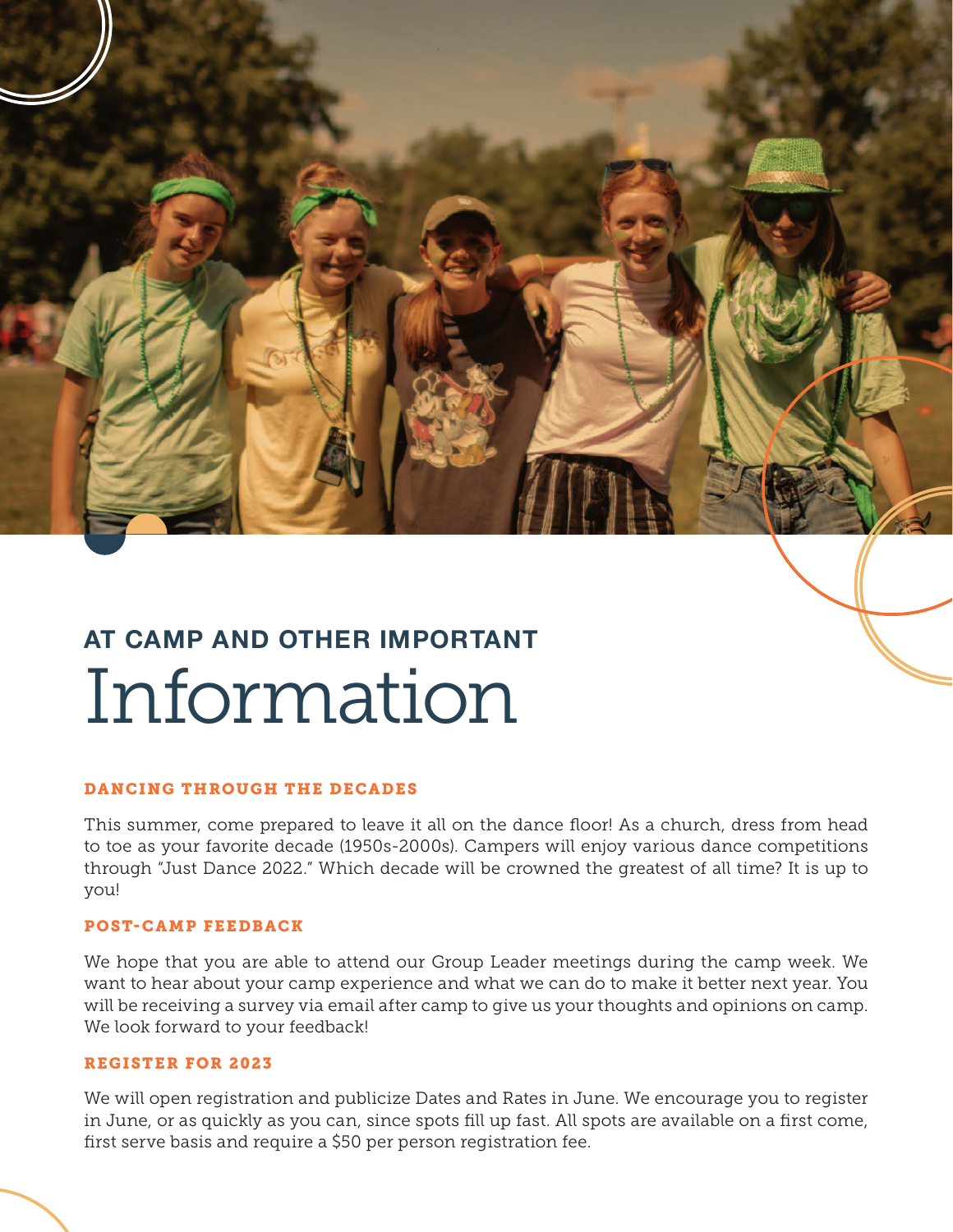## AT CAMP AND OTHER IMPORTANT

# Information

### DANCING THROUGH THE DECADES

This summer, come prepared to leave it all on the dance floor! As a church, dress from head to toe as your favorite decade (1950s-2000s). Campers will enjoy various dance competitions through "Just Dance 2022." Which decade will be crowned the greatest of all time? It is up to you!

### POST-CAMP FEEDBACK

We hope that you are able to attend our Group Leader meetings during the camp week. We want to hear about your camp experience and what we can do to make it better next year. You will be receiving a survey via email after camp to give us your thoughts and opinions on camp. We look forward to your feedback!

### REGISTER FOR 2023

We will open registration and publicize Dates and Rates in June. We encourage you to register in June, or as quickly as you can, since spots fill up fast. All spots are available on a first come, first serve basis and require a $50 per person registration fee.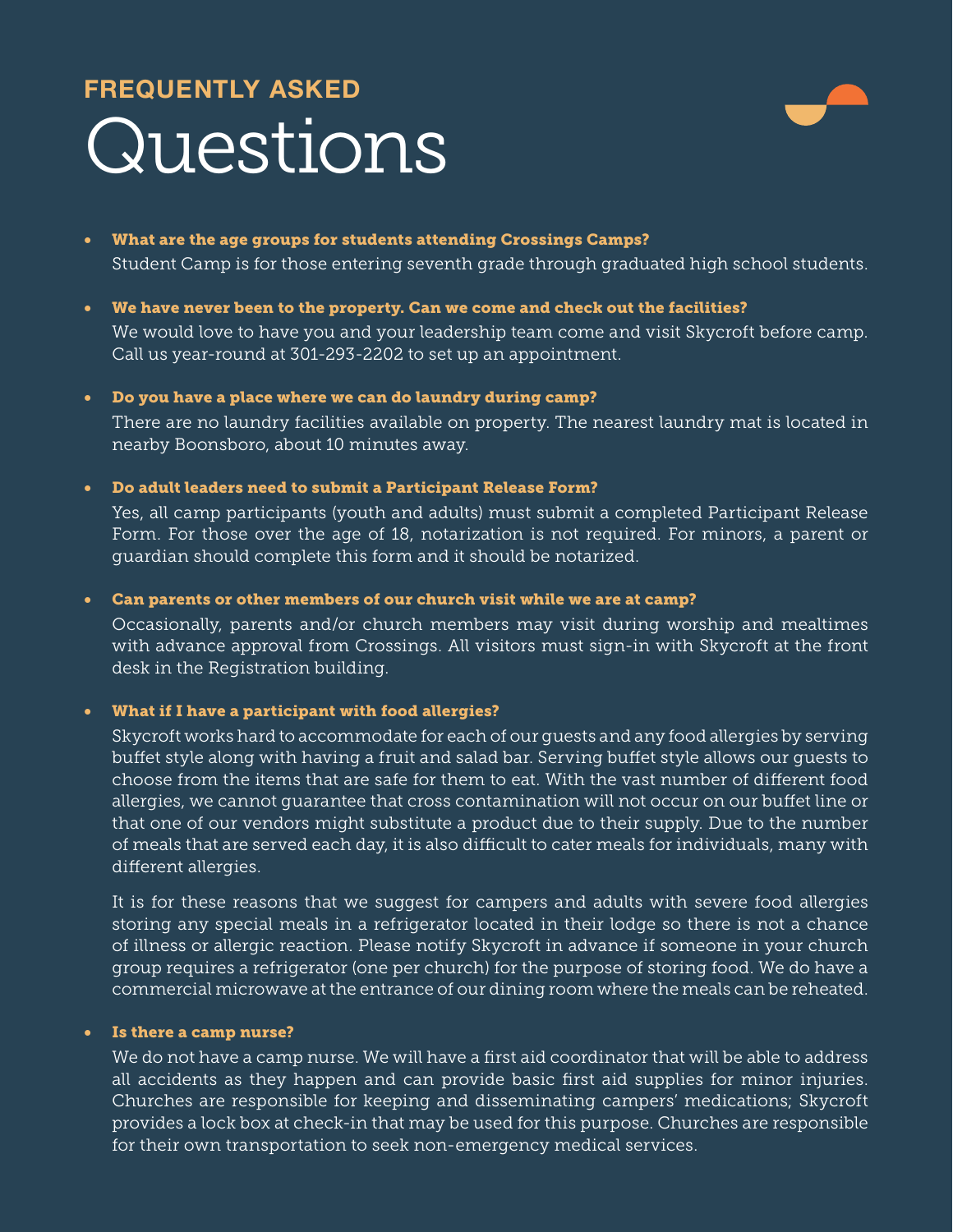## FREQUENTLY ASKED

# Questions

- **What are the age groups for students attending Crossings Camps?**

  Student Camp is for those entering seventh grade through graduated high school students.

- **We have never been to the property. Can we come and check out the facilities?**

  We would love to have you and your leadership team come and visit Skycroft before camp. Call us year-round at 301-293-2202 to set up an appointment.

- **Do you have a place where we can do laundry during camp?**

  There are no laundry facilities available on property. The nearest laundry mat is located in nearby Boonsboro, about 10 minutes away.

- **Do adult leaders need to submit a Participant Release Form?**

  Yes, all camp participants (youth and adults) must submit a completed Participant Release Form. For those over the age of 18, notarization is not required. For minors, a parent or guardian should complete this form and it should be notarized.

- **Can parents or other members of our church visit while we are at camp?**

  Occasionally, parents and/or church members may visit during worship and mealtimes with advance approval from Crossings. All visitors must sign-in with Skycroft at the front desk in the Registration building.

- **What if I have a participant with food allergies?**

  Skycroft works hard to accommodate for each of our guests and any food allergies by serving buffet style along with having a fruit and salad bar. Serving buffet style allows our guests to choose from the items that are safe for them to eat. With the vast number of different food allergies, we cannot guarantee that cross contamination will not occur on our buffet line or that one of our vendors might substitute a product due to their supply. Due to the number of meals that are served each day, it is also difficult to cater meals for individuals, many with different allergies.

  It is for these reasons that we suggest for campers and adults with severe food allergies storing any special meals in a refrigerator located in their lodge so there is not a chance of illness or allergic reaction. Please notify Skycroft in advance if someone in your church group requires a refrigerator (one per church) for the purpose of storing food. We do have a commercial microwave at the entrance of our dining room where the meals can be reheated.

- **Is there a camp nurse?**

  We do not have a camp nurse. We will have a first aid coordinator that will be able to address all accidents as they happen and can provide basic first aid supplies for minor injuries. Churches are responsible for keeping and disseminating campers' medications; Skycroft provides a lock box at check-in that may be used for this purpose. Churches are responsible for their own transportation to seek non-emergency medical services.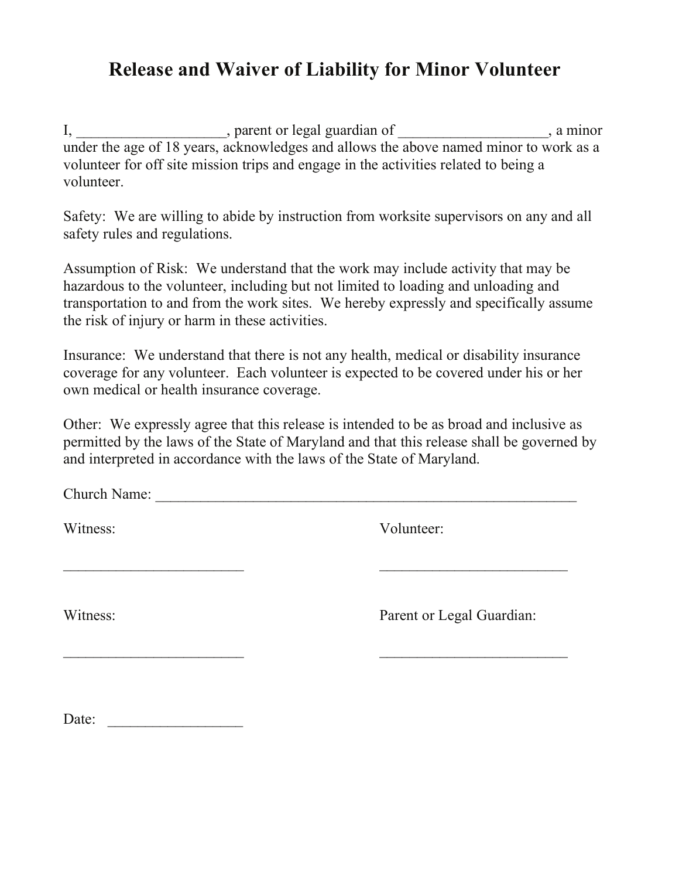# Release and Waiver of Liability for Minor Volunteer

I, ___________________, parent or legal guardian of ___________________, a minor under the age of 18 years, acknowledges and allows the above named minor to work as a volunteer for off site mission trips and engage in the activities related to being a volunteer.

Safety: We are willing to abide by instruction from worksite supervisors on any and all safety rules and regulations.

Assumption of Risk: We understand that the work may include activity that may be hazardous to the volunteer, including but not limited to loading and unloading and transportation to and from the work sites. We hereby expressly and specifically assume the risk of injury or harm in these activities.

Insurance: We understand that there is not any health, medical or disability insurance coverage for any volunteer. Each volunteer is expected to be covered under his or her own medical or health insurance coverage.

Other: We expressly agree that this release is intended to be as broad and inclusive as permitted by the laws of the State of Maryland and that this release shall be governed by and interpreted in accordance with the laws of the State of Maryland.

Church Name: ____________________________________________________________

Witness:

_________________________

Volunteer:

_________________________

Witness:

_________________________

Parent or Legal Guardian:

_________________________

Date: __________________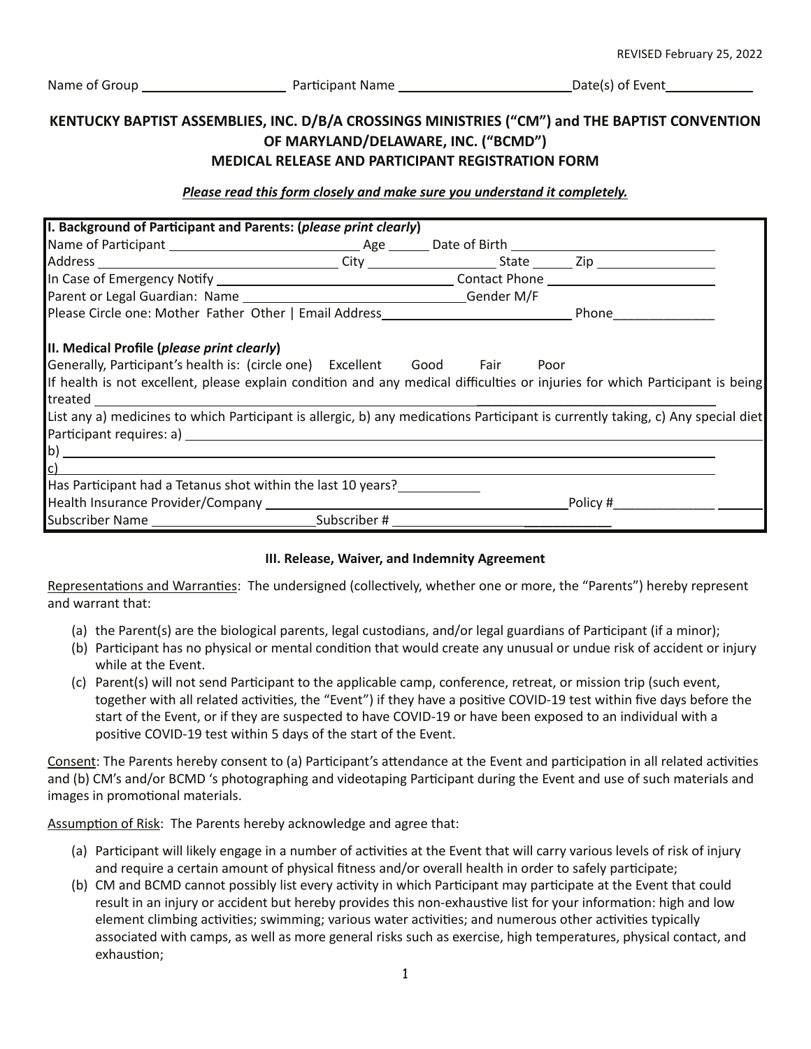REVISED February 25, 2022

Name of Group ____________________ Participant Name ________________________ Date(s) of Event____________

**KENTUCKY BAPTIST ASSEMBLIES, INC. D/B/A CROSSINGS MINISTRIES ("CM") and THE BAPTIST CONVENTION OF MARYLAND/DELAWARE, INC. ("BCMD")**
**MEDICAL RELEASE AND PARTICIPANT REGISTRATION FORM**

***Please read this form closely and make sure you understand it completely.***

**I. Background of Participant and Parents: (*please print clearly*)**

Name of Participant ___________________________ Age ______ Date of Birth ______________________________

Address ___________________________________ City __________________ State ______ Zip _________________

In Case of Emergency Notify _________________________________ Contact Phone ________________________

Parent or Legal Guardian: Name _______________________________ Gender M/F

Please Circle one: Mother Father Other | Email Address___________________________ Phone______________

**II. Medical Profile (*please print clearly*)**

Generally, Participant's health is: (circle one) Excellent Good Fair Poor

If health is not excellent, please explain condition and any medical difficulties or injuries for which Participant is being treated ________________________________________________________________________________

List any a) medicines to which Participant is allergic, b) any medications Participant is currently taking, c) Any special diet Participant requires: a) ________________________________________________________________________

b) ______________________________________________________________________________________

c) ______________________________________________________________________________________

Has Participant had a Tetanus shot within the last 10 years?___________

Health Insurance Provider/Company ____________________________________________Policy #______________

Subscriber Name _______________________Subscriber # ______________________________

**III. Release, Waiver, and Indemnity Agreement**

Representations and Warranties: The undersigned (collectively, whether one or more, the "Parents") hereby represent and warrant that:

(a) the Parent(s) are the biological parents, legal custodians, and/or legal guardians of Participant (if a minor);
(b) Participant has no physical or mental condition that would create any unusual or undue risk of accident or injury while at the Event.
(c) Parent(s) will not send Participant to the applicable camp, conference, retreat, or mission trip (such event, together with all related activities, the "Event") if they have a positive COVID-19 test within five days before the start of the Event, or if they are suspected to have COVID-19 or have been exposed to an individual with a positive COVID-19 test within 5 days of the start of the Event.

Consent: The Parents hereby consent to (a) Participant's attendance at the Event and participation in all related activities and (b) CM's and/or BCMD 's photographing and videotaping Participant during the Event and use of such materials and images in promotional materials.

Assumption of Risk: The Parents hereby acknowledge and agree that:

(a) Participant will likely engage in a number of activities at the Event that will carry various levels of risk of injury and require a certain amount of physical fitness and/or overall health in order to safely participate;
(b) CM and BCMD cannot possibly list every activity in which Participant may participate at the Event that could result in an injury or accident but hereby provides this non-exhaustive list for your information: high and low element climbing activities; swimming; various water activities; and numerous other activities typically associated with camps, as well as more general risks such as exercise, high temperatures, physical contact, and exhaustion;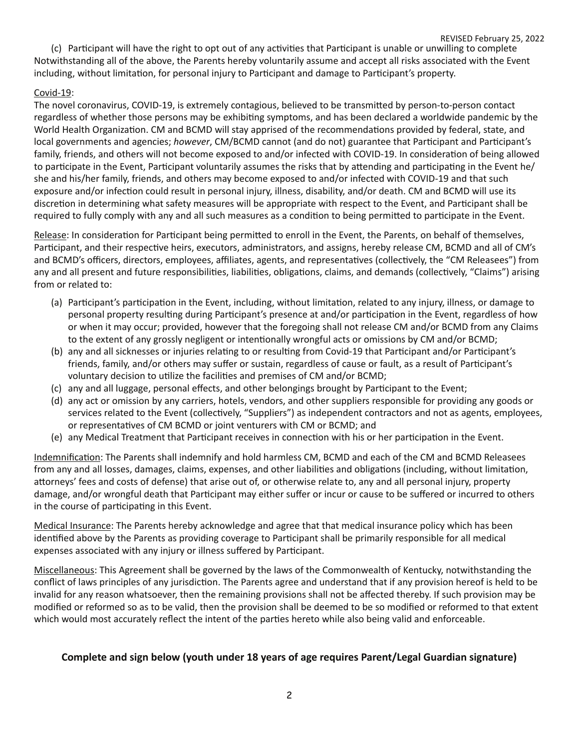REVISED February 25, 2022

(c) Participant will have the right to opt out of any activities that Participant is unable or unwilling to complete Notwithstanding all of the above, the Parents hereby voluntarily assume and accept all risks associated with the Event including, without limitation, for personal injury to Participant and damage to Participant's property.

Covid-19:

The novel coronavirus, COVID-19, is extremely contagious, believed to be transmitted by person-to-person contact regardless of whether those persons may be exhibiting symptoms, and has been declared a worldwide pandemic by the World Health Organization. CM and BCMD will stay apprised of the recommendations provided by federal, state, and local governments and agencies; *however*, CM/BCMD cannot (and do not) guarantee that Participant and Participant's family, friends, and others will not become exposed to and/or infected with COVID-19. In consideration of being allowed to participate in the Event, Participant voluntarily assumes the risks that by attending and participating in the Event he/she and his/her family, friends, and others may become exposed to and/or infected with COVID-19 and that such exposure and/or infection could result in personal injury, illness, disability, and/or death. CM and BCMD will use its discretion in determining what safety measures will be appropriate with respect to the Event, and Participant shall be required to fully comply with any and all such measures as a condition to being permitted to participate in the Event.

Release: In consideration for Participant being permitted to enroll in the Event, the Parents, on behalf of themselves, Participant, and their respective heirs, executors, administrators, and assigns, hereby release CM, BCMD and all of CM's and BCMD's officers, directors, employees, affiliates, agents, and representatives (collectively, the "CM Releasees") from any and all present and future responsibilities, liabilities, obligations, claims, and demands (collectively, "Claims") arising from or related to:

(a) Participant's participation in the Event, including, without limitation, related to any injury, illness, or damage to personal property resulting during Participant's presence at and/or participation in the Event, regardless of how or when it may occur; provided, however that the foregoing shall not release CM and/or BCMD from any Claims to the extent of any grossly negligent or intentionally wrongful acts or omissions by CM and/or BCMD;
(b) any and all sicknesses or injuries relating to or resulting from Covid-19 that Participant and/or Participant's friends, family, and/or others may suffer or sustain, regardless of cause or fault, as a result of Participant's voluntary decision to utilize the facilities and premises of CM and/or BCMD;
(c) any and all luggage, personal effects, and other belongings brought by Participant to the Event;
(d) any act or omission by any carriers, hotels, vendors, and other suppliers responsible for providing any goods or services related to the Event (collectively, "Suppliers") as independent contractors and not as agents, employees, or representatives of CM BCMD or joint venturers with CM or BCMD; and
(e) any Medical Treatment that Participant receives in connection with his or her participation in the Event.

Indemnification: The Parents shall indemnify and hold harmless CM, BCMD and each of the CM and BCMD Releasees from any and all losses, damages, claims, expenses, and other liabilities and obligations (including, without limitation, attorneys' fees and costs of defense) that arise out of, or otherwise relate to, any and all personal injury, property damage, and/or wrongful death that Participant may either suffer or incur or cause to be suffered or incurred to others in the course of participating in this Event.

Medical Insurance: The Parents hereby acknowledge and agree that that medical insurance policy which has been identified above by the Parents as providing coverage to Participant shall be primarily responsible for all medical expenses associated with any injury or illness suffered by Participant.

Miscellaneous: This Agreement shall be governed by the laws of the Commonwealth of Kentucky, notwithstanding the conflict of laws principles of any jurisdiction. The Parents agree and understand that if any provision hereof is held to be invalid for any reason whatsoever, then the remaining provisions shall not be affected thereby. If such provision may be modified or reformed so as to be valid, then the provision shall be deemed to be so modified or reformed to that extent which would most accurately reflect the intent of the parties hereto while also being valid and enforceable.

**Complete and sign below (youth under 18 years of age requires Parent/Legal Guardian signature)**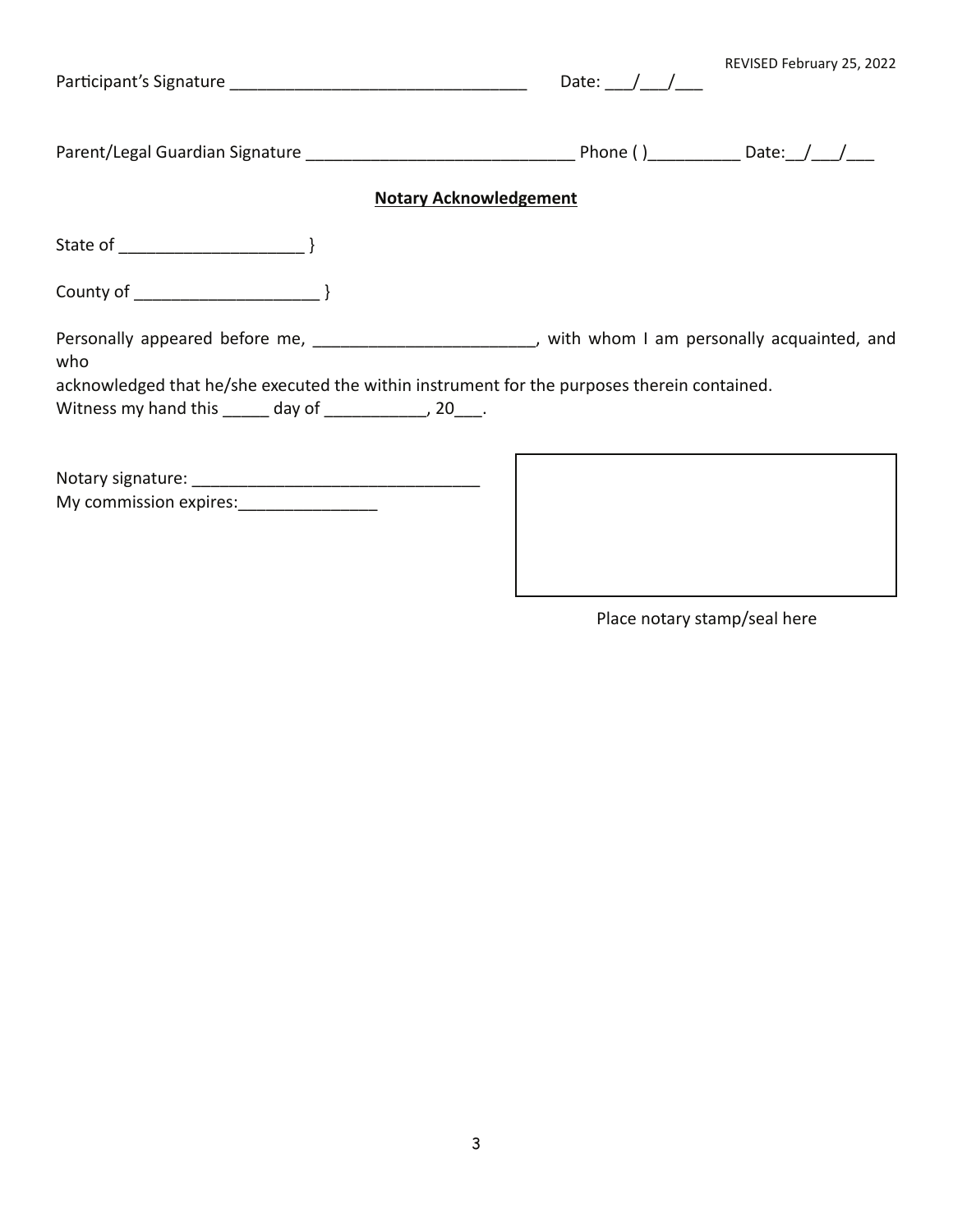REVISED February 25, 2022

Participant's Signature ________________________________ Date: ___/___/___

Parent/Legal Guardian Signature _____________________________ Phone ( )__________ Date:__/___/___

**Notary Acknowledgement**

State of ____________________ }

County of ____________________ }

Personally appeared before me, ________________________, with whom I am personally acquainted, and who
acknowledged that he/she executed the within instrument for the purposes therein contained.
Witness my hand this _____ day of ___________, 20___.

Notary signature: _______________________________
My commission expires:_______________

Place notary stamp/seal here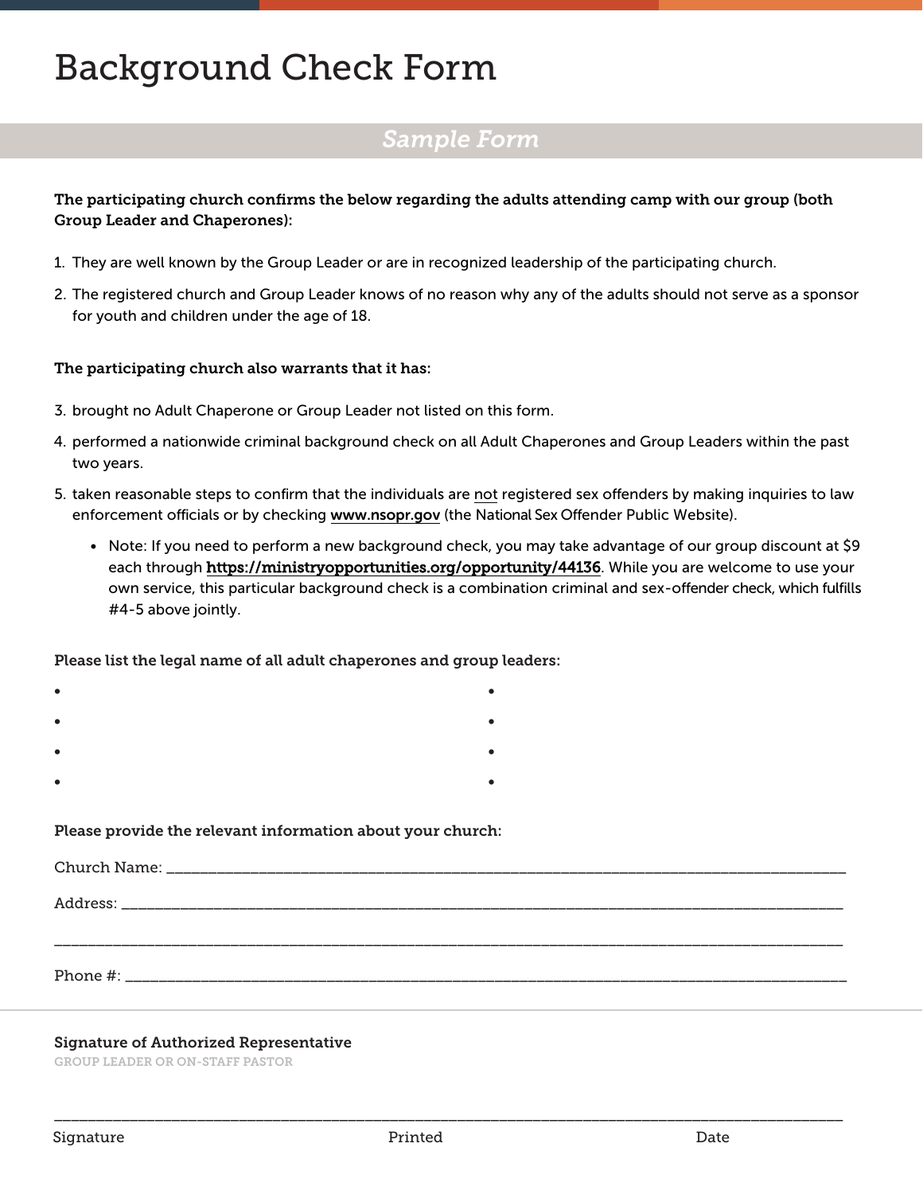# Background Check Form

## *Sample Form*

**The participating church confirms the below regarding the adults attending camp with our group (both Group Leader and Chaperones):**

1. They are well known by the Group Leader or are in recognized leadership of the participating church.
2. The registered church and Group Leader knows of no reason why any of the adults should not serve as a sponsor for youth and children under the age of 18.

**The participating church also warrants that it has:**

3. brought no Adult Chaperone or Group Leader not listed on this form.
4. performed a nationwide criminal background check on all Adult Chaperones and Group Leaders within the past two years.
5. taken reasonable steps to confirm that the individuals are not registered sex offenders by making inquiries to law enforcement officials or by checking www.nsopr.gov (the National Sex Offender Public Website).
   - Note: If you need to perform a new background check, you may take advantage of our group discount at $9 each through **https://ministryopportunities.org/opportunity/44136**. While you are welcome to use your own service, this particular background check is a combination criminal and sex-offender check, which fulfills #4-5 above jointly.

**Please list the legal name of all adult chaperones and group leaders:**

- 
- 
- 
- 
- 
- 
- 
- 

**Please provide the relevant information about your church:**

Church Name: ______________________________________________

Address: ______________________________________________

______________________________________________

Phone #: ______________________________________________

**Signature of Authorized Representative**

GROUP LEADER OR ON-STAFF PASTOR

______________________________________________

Signature Printed Date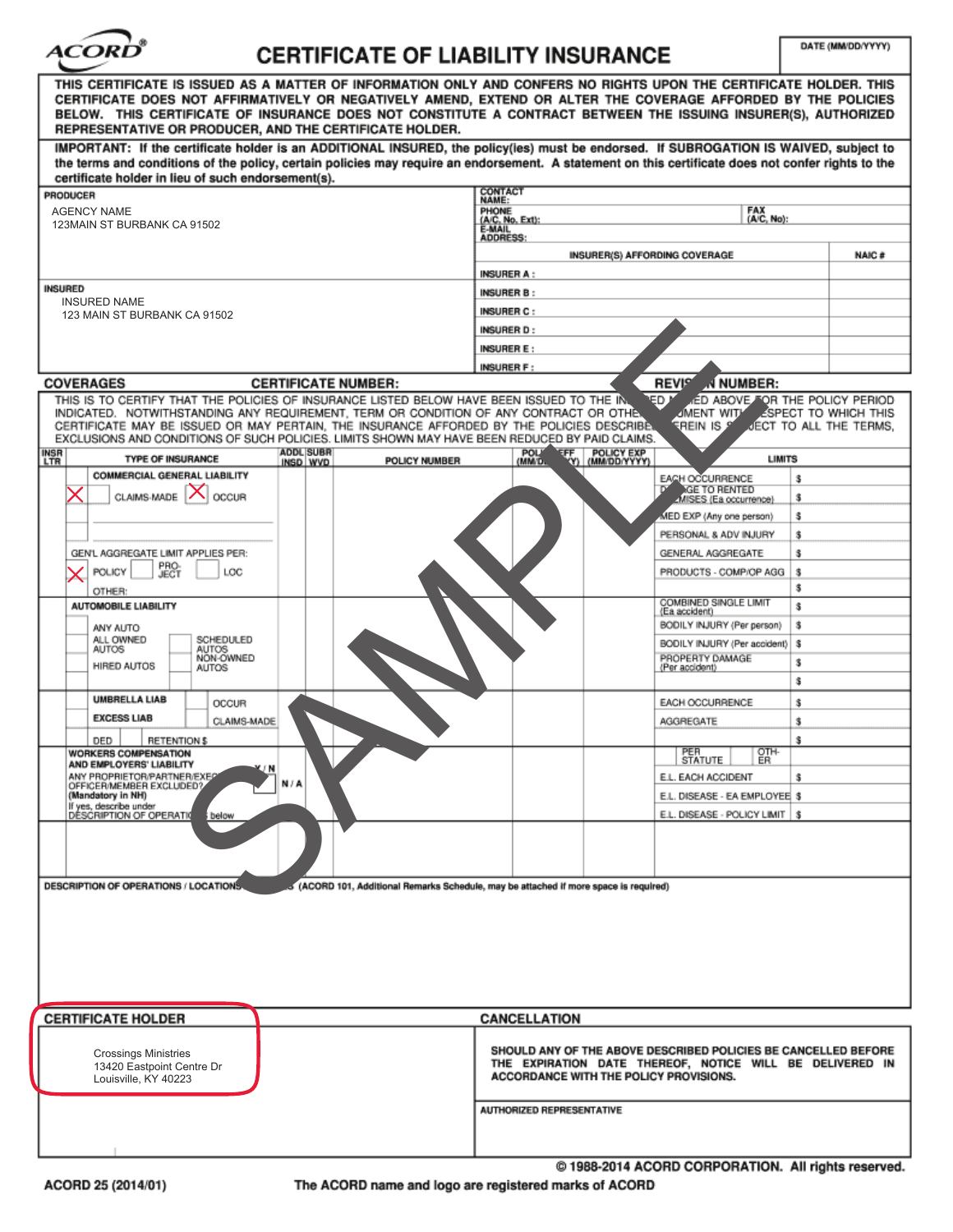# CERTIFICATE OF LIABILITY INSURANCE

ACORD®

DATE (MM/DD/YYYY)

THIS CERTIFICATE IS ISSUED AS A MATTER OF INFORMATION ONLY AND CONFERS NO RIGHTS UPON THE CERTIFICATE HOLDER. THIS CERTIFICATE DOES NOT AFFIRMATIVELY OR NEGATIVELY AMEND, EXTEND OR ALTER THE COVERAGE AFFORDED BY THE POLICIES BELOW. THIS CERTIFICATE OF INSURANCE DOES NOT CONSTITUTE A CONTRACT BETWEEN THE ISSUING INSURER(S), AUTHORIZED REPRESENTATIVE OR PRODUCER, AND THE CERTIFICATE HOLDER.

IMPORTANT: If the certificate holder is an ADDITIONAL INSURED, the policy(ies) must be endorsed. If SUBROGATION IS WAIVED, subject to the terms and conditions of the policy, certain policies may require an endorsement. A statement on this certificate does not confer rights to the certificate holder in lieu of such endorsement(s).

| | |
|---|---|
| **PRODUCER**<br>AGENCY NAME<br>123MAIN ST BURBANK CA 91502 | CONTACT NAME:<br>PHONE (A/C, No, Ext): FAX (A/C, No):<br>E-MAIL ADDRESS: |

| INSURER(S) AFFORDING COVERAGE | NAIC # |
|---|---|
| INSURER A : | |
| INSURER B : | |
| INSURER C : | |
| INSURER D : | |
| INSURER E : | |
| INSURER F : | |

**INSURED**
INSURED NAME
123 MAIN ST BURBANK CA 91502

**COVERAGES** CERTIFICATE NUMBER: REVISION NUMBER:

THIS IS TO CERTIFY THAT THE POLICIES OF INSURANCE LISTED BELOW HAVE BEEN ISSUED TO THE INSURED NAMED ABOVE FOR THE POLICY PERIOD INDICATED. NOTWITHSTANDING ANY REQUIREMENT, TERM OR CONDITION OF ANY CONTRACT OR OTHER DOCUMENT WITH RESPECT TO WHICH THIS CERTIFICATE MAY BE ISSUED OR MAY PERTAIN, THE INSURANCE AFFORDED BY THE POLICIES DESCRIBED HEREIN IS SUBJECT TO ALL THE TERMS, EXCLUSIONS AND CONDITIONS OF SUCH POLICIES. LIMITS SHOWN MAY HAVE BEEN REDUCED BY PAID CLAIMS.

| INSR LTR | TYPE OF INSURANCE | ADDL INSD | SUBR WVD | POLICY NUMBER | POLICY EFF (MM/DD/YYYY) | POLICY EXP (MM/DD/YYYY) | LIMITS | |
|---|---|---|---|---|---|---|---|---|
| | X COMMERCIAL GENERAL LIABILITY<br>CLAIMS-MADE X OCCUR | | | | | | EACH OCCURRENCE | $ |
| | | | | | | | DAMAGE TO RENTED PREMISES (Ea occurrence) | $ |
| | | | | | | | MED EXP (Any one person) | $ |
| | | | | | | | PERSONAL & ADV INJURY | $ |
| | GEN'L AGGREGATE LIMIT APPLIES PER: | | | | | | GENERAL AGGREGATE | $ |
| | X POLICY PRO-JECT LOC | | | | | | PRODUCTS - COMP/OP AGG | $ |
| | OTHER: | | | | | | | $ |
| | AUTOMOBILE LIABILITY | | | | | | COMBINED SINGLE LIMIT (Ea accident) | $ |
| | ANY AUTO | | | | | | BODILY INJURY (Per person) | $ |
| | ALL OWNED AUTOS / SCHEDULED AUTOS | | | | | | BODILY INJURY (Per accident) | $ |
| | HIRED AUTOS / NON-OWNED AUTOS | | | | | | PROPERTY DAMAGE (Per accident) | $ |
| | | | | | | | | $ |
| | UMBRELLA LIAB / OCCUR | | | | | | EACH OCCURRENCE | $ |
| | EXCESS LIAB / CLAIMS-MADE | | | | | | AGGREGATE | $ |
| | DED RETENTION $ | | | | | | | $ |
| | WORKERS COMPENSATION AND EMPLOYERS' LIABILITY Y / N<br>ANY PROPRIETOR/PARTNER/EXECUTIVE OFFICER/MEMBER EXCLUDED? (Mandatory in NH) N / A<br>If yes, describe under DESCRIPTION OF OPERATIONS below | | | | | | PER STATUTE / OTH-ER | |
| | | | | | | | E.L. EACH ACCIDENT | $ |
| | | | | | | | E.L. DISEASE - EA EMPLOYEE | $ |
| | | | | | | | E.L. DISEASE - POLICY LIMIT | $ |

DESCRIPTION OF OPERATIONS / LOCATIONS / VEHICLES (ACORD 101, Additional Remarks Schedule, may be attached if more space is required)

| CERTIFICATE HOLDER | CANCELLATION |
|---|---|
| Crossings Ministries<br>13420 Eastpoint Centre Dr<br>Louisville, KY 40223 | SHOULD ANY OF THE ABOVE DESCRIBED POLICIES BE CANCELLED BEFORE THE EXPIRATION DATE THEREOF, NOTICE WILL BE DELIVERED IN ACCORDANCE WITH THE POLICY PROVISIONS.<br><br>AUTHORIZED REPRESENTATIVE |

SAMPLE

© 1988-2014 ACORD CORPORATION. All rights reserved.

ACORD 25 (2014/01) The ACORD name and logo are registered marks of ACORD